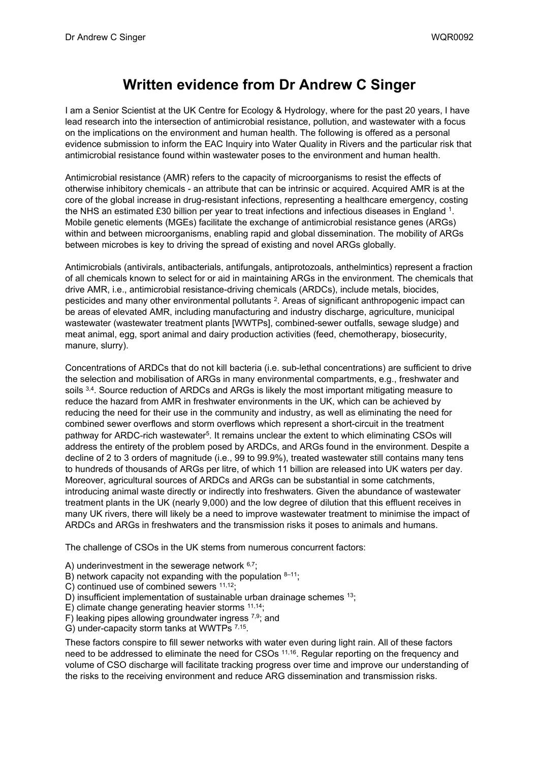# Written evidence from Dr Andrew C Singer

I am a Senior Scientist at the UK Centre for Ecology & Hydrology, where for the past 20 years, I have lead research into the intersection of antimicrobial resistance, pollution, and wastewater with a focus on the implications on the environment and human health. The following is offered as a personal evidence submission to inform the EAC Inquiry into Water Quality in Rivers and the particular risk that antimicrobial resistance found within wastewater poses to the environment and human health.

Antimicrobial resistance (AMR) refers to the capacity of microorganisms to resist the effects of otherwise inhibitory chemicals - an attribute that can be intrinsic or acquired. Acquired AMR is at the core of the global increase in drug-resistant infections, representing a healthcare emergency, costing the NHS an estimated £30 billion per year to treat infections and infectious diseases in England [1]. Mobile genetic elements (MGEs) facilitate the exchange of antimicrobial resistance genes (ARGs) within and between microorganisms, enabling rapid and global dissemination. The mobility of ARGs between microbes is key to driving the spread of existing and novel ARGs globally.

Antimicrobials (antivirals, antibacterials, antifungals, antiprotozoals, anthelmintics) represent a fraction of all chemicals known to select for or aid in maintaining ARGs in the environment. The chemicals that drive AMR, i.e., antimicrobial resistance-driving chemicals (ARDCs), include metals, biocides, pesticides and many other environmental pollutants [2]. Areas of significant anthropogenic impact can be areas of elevated AMR, including manufacturing and industry discharge, agriculture, municipal wastewater (wastewater treatment plants [WWTPs], combined-sewer outfalls, sewage sludge) and meat animal, egg, sport animal and dairy production activities (feed, chemotherapy, biosecurity, manure, slurry).

Concentrations of ARDCs that do not kill bacteria (i.e. sub-lethal concentrations) are sufficient to drive the selection and mobilisation of ARGs in many environmental compartments, e.g., freshwater and soils [3,4]. Source reduction of ARDCs and ARGs is likely the most important mitigating measure to reduce the hazard from AMR in freshwater environments in the UK, which can be achieved by reducing the need for their use in the community and industry, as well as eliminating the need for combined sewer overflows and storm overflows which represent a short-circuit in the treatment pathway for ARDC-rich wastewater[5]. It remains unclear the extent to which eliminating CSOs will address the entirety of the problem posed by ARDCs, and ARGs found in the environment. Despite a decline of 2 to 3 orders of magnitude (i.e., 99 to 99.9%), treated wastewater still contains many tens to hundreds of thousands of ARGs per litre, of which 11 billion are released into UK waters per day. Moreover, agricultural sources of ARDCs and ARGs can be substantial in some catchments, introducing animal waste directly or indirectly into freshwaters. Given the abundance of wastewater treatment plants in the UK (nearly 9,000) and the low degree of dilution that this effluent receives in many UK rivers, there will likely be a need to improve wastewater treatment to minimise the impact of ARDCs and ARGs in freshwaters and the transmission risks it poses to animals and humans.

The challenge of CSOs in the UK stems from numerous concurrent factors:

A) underinvestment in the sewerage network [6,7];
B) network capacity not expanding with the population [8–11];
C) continued use of combined sewers [11,12];
D) insufficient implementation of sustainable urban drainage schemes [13];
E) climate change generating heavier storms [11,14];
F) leaking pipes allowing groundwater ingress [7,9]; and
G) under-capacity storm tanks at WWTPs [7,15].

These factors conspire to fill sewer networks with water even during light rain. All of these factors need to be addressed to eliminate the need for CSOs [11,16]. Regular reporting on the frequency and volume of CSO discharge will facilitate tracking progress over time and improve our understanding of the risks to the receiving environment and reduce ARG dissemination and transmission risks.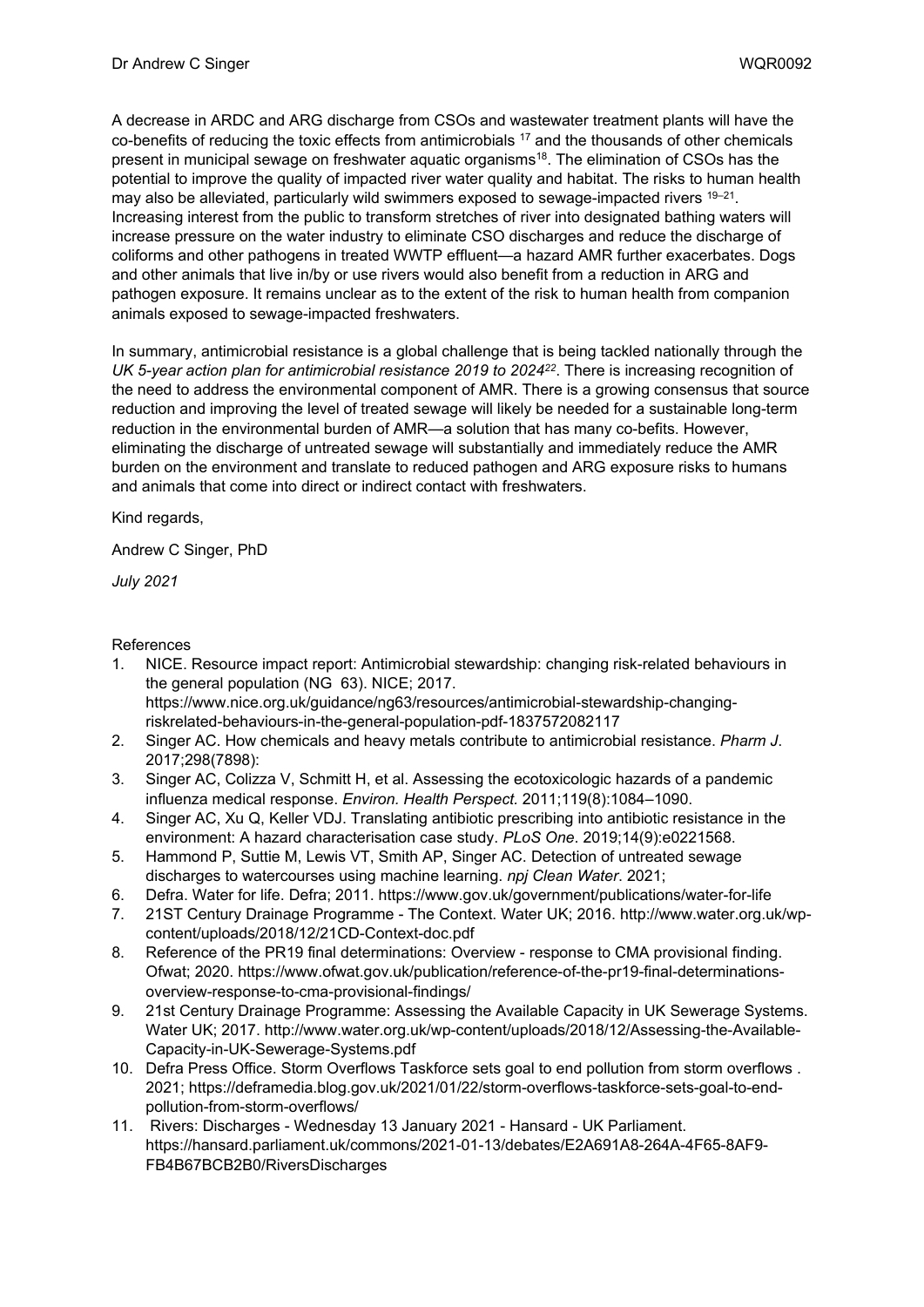A decrease in ARDC and ARG discharge from CSOs and wastewater treatment plants will have the co-benefits of reducing the toxic effects from antimicrobials [17] and the thousands of other chemicals present in municipal sewage on freshwater aquatic organisms[18]. The elimination of CSOs has the potential to improve the quality of impacted river water quality and habitat. The risks to human health may also be alleviated, particularly wild swimmers exposed to sewage-impacted rivers [19–21]. Increasing interest from the public to transform stretches of river into designated bathing waters will increase pressure on the water industry to eliminate CSO discharges and reduce the discharge of coliforms and other pathogens in treated WWTP effluent—a hazard AMR further exacerbates. Dogs and other animals that live in/by or use rivers would also benefit from a reduction in ARG and pathogen exposure. It remains unclear as to the extent of the risk to human health from companion animals exposed to sewage-impacted freshwaters.

In summary, antimicrobial resistance is a global challenge that is being tackled nationally through the *UK 5-year action plan for antimicrobial resistance 2019 to 2024*[22]. There is increasing recognition of the need to address the environmental component of AMR. There is a growing consensus that source reduction and improving the level of treated sewage will likely be needed for a sustainable long-term reduction in the environmental burden of AMR—a solution that has many co-befits. However, eliminating the discharge of untreated sewage will substantially and immediately reduce the AMR burden on the environment and translate to reduced pathogen and ARG exposure risks to humans and animals that come into direct or indirect contact with freshwaters.

Kind regards,

Andrew C Singer, PhD

*July 2021*

References

1. NICE. Resource impact report: Antimicrobial stewardship: changing risk-related behaviours in the general population (NG 63). NICE; 2017. https://www.nice.org.uk/guidance/ng63/resources/antimicrobial-stewardship-changing-riskrelated-behaviours-in-the-general-population-pdf-1837572082117
2. Singer AC. How chemicals and heavy metals contribute to antimicrobial resistance. *Pharm J*. 2017;298(7898):
3. Singer AC, Colizza V, Schmitt H, et al. Assessing the ecotoxicologic hazards of a pandemic influenza medical response. *Environ. Health Perspect.* 2011;119(8):1084–1090.
4. Singer AC, Xu Q, Keller VDJ. Translating antibiotic prescribing into antibiotic resistance in the environment: A hazard characterisation case study. *PLoS One*. 2019;14(9):e0221568.
5. Hammond P, Suttie M, Lewis VT, Smith AP, Singer AC. Detection of untreated sewage discharges to watercourses using machine learning. *npj Clean Water*. 2021;
6. Defra. Water for life. Defra; 2011. https://www.gov.uk/government/publications/water-for-life
7. 21ST Century Drainage Programme - The Context. Water UK; 2016. http://www.water.org.uk/wp-content/uploads/2018/12/21CD-Context-doc.pdf
8. Reference of the PR19 final determinations: Overview - response to CMA provisional finding. Ofwat; 2020. https://www.ofwat.gov.uk/publication/reference-of-the-pr19-final-determinations-overview-response-to-cma-provisional-findings/
9. 21st Century Drainage Programme: Assessing the Available Capacity in UK Sewerage Systems. Water UK; 2017. http://www.water.org.uk/wp-content/uploads/2018/12/Assessing-the-Available-Capacity-in-UK-Sewerage-Systems.pdf
10. Defra Press Office. Storm Overflows Taskforce sets goal to end pollution from storm overflows . 2021; https://deframedia.blog.gov.uk/2021/01/22/storm-overflows-taskforce-sets-goal-to-end-pollution-from-storm-overflows/
11. Rivers: Discharges - Wednesday 13 January 2021 - Hansard - UK Parliament. https://hansard.parliament.uk/commons/2021-01-13/debates/E2A691A8-264A-4F65-8AF9-FB4B67BCB2B0/RiversDischarges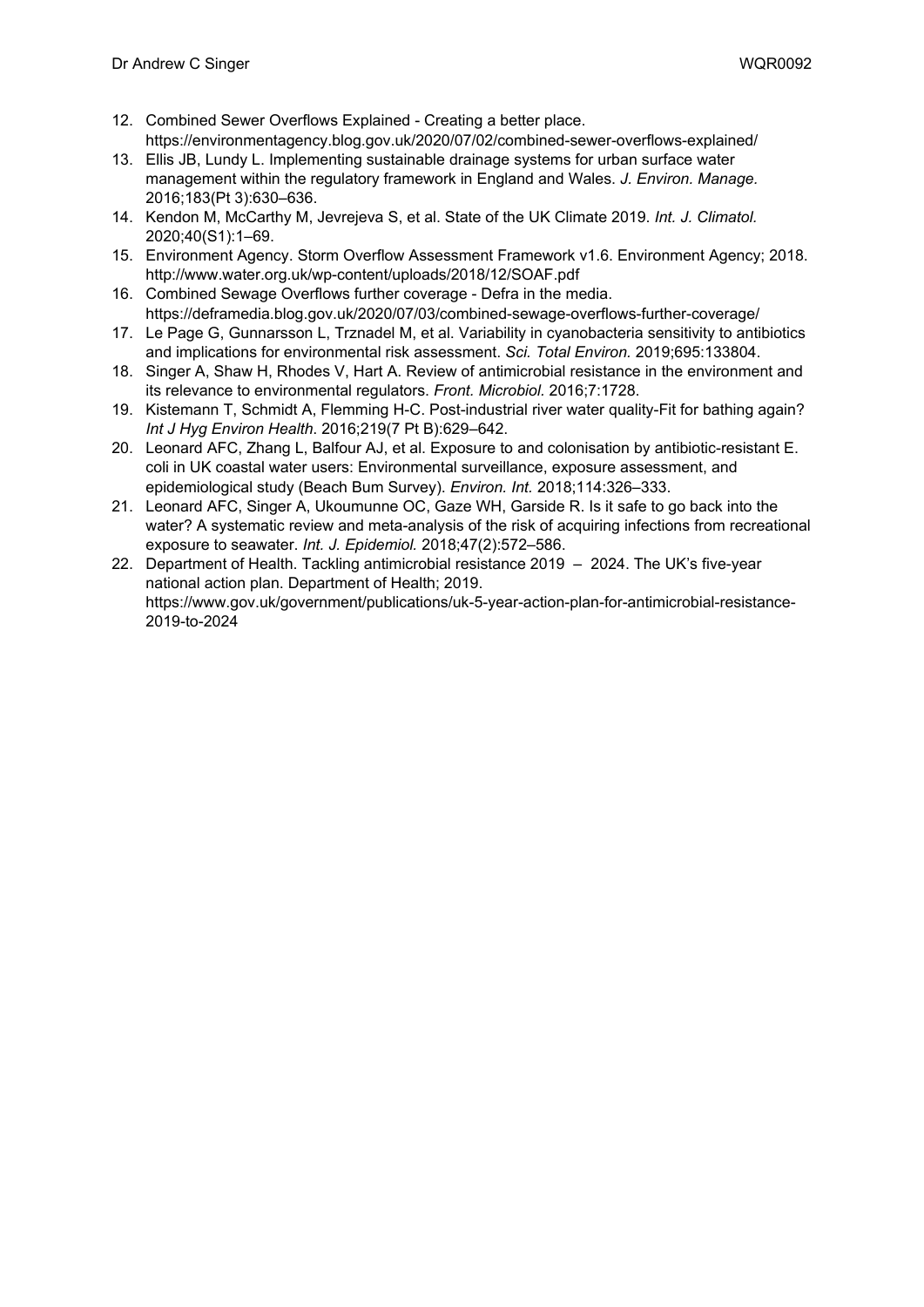12. Combined Sewer Overflows Explained - Creating a better place. https://environmentagency.blog.gov.uk/2020/07/02/combined-sewer-overflows-explained/
13. Ellis JB, Lundy L. Implementing sustainable drainage systems for urban surface water management within the regulatory framework in England and Wales. *J. Environ. Manage.* 2016;183(Pt 3):630–636.
14. Kendon M, McCarthy M, Jevrejeva S, et al. State of the UK Climate 2019. *Int. J. Climatol.* 2020;40(S1):1–69.
15. Environment Agency. Storm Overflow Assessment Framework v1.6. Environment Agency; 2018. http://www.water.org.uk/wp-content/uploads/2018/12/SOAF.pdf
16. Combined Sewage Overflows further coverage - Defra in the media. https://deframedia.blog.gov.uk/2020/07/03/combined-sewage-overflows-further-coverage/
17. Le Page G, Gunnarsson L, Trznadel M, et al. Variability in cyanobacteria sensitivity to antibiotics and implications for environmental risk assessment. *Sci. Total Environ.* 2019;695:133804.
18. Singer A, Shaw H, Rhodes V, Hart A. Review of antimicrobial resistance in the environment and its relevance to environmental regulators. *Front. Microbiol.* 2016;7:1728.
19. Kistemann T, Schmidt A, Flemming H-C. Post-industrial river water quality-Fit for bathing again? *Int J Hyg Environ Health*. 2016;219(7 Pt B):629–642.
20. Leonard AFC, Zhang L, Balfour AJ, et al. Exposure to and colonisation by antibiotic-resistant E. coli in UK coastal water users: Environmental surveillance, exposure assessment, and epidemiological study (Beach Bum Survey). *Environ. Int.* 2018;114:326–333.
21. Leonard AFC, Singer A, Ukoumunne OC, Gaze WH, Garside R. Is it safe to go back into the water? A systematic review and meta-analysis of the risk of acquiring infections from recreational exposure to seawater. *Int. J. Epidemiol.* 2018;47(2):572–586.
22. Department of Health. Tackling antimicrobial resistance 2019 – 2024. The UK's five-year national action plan. Department of Health; 2019. https://www.gov.uk/government/publications/uk-5-year-action-plan-for-antimicrobial-resistance-2019-to-2024